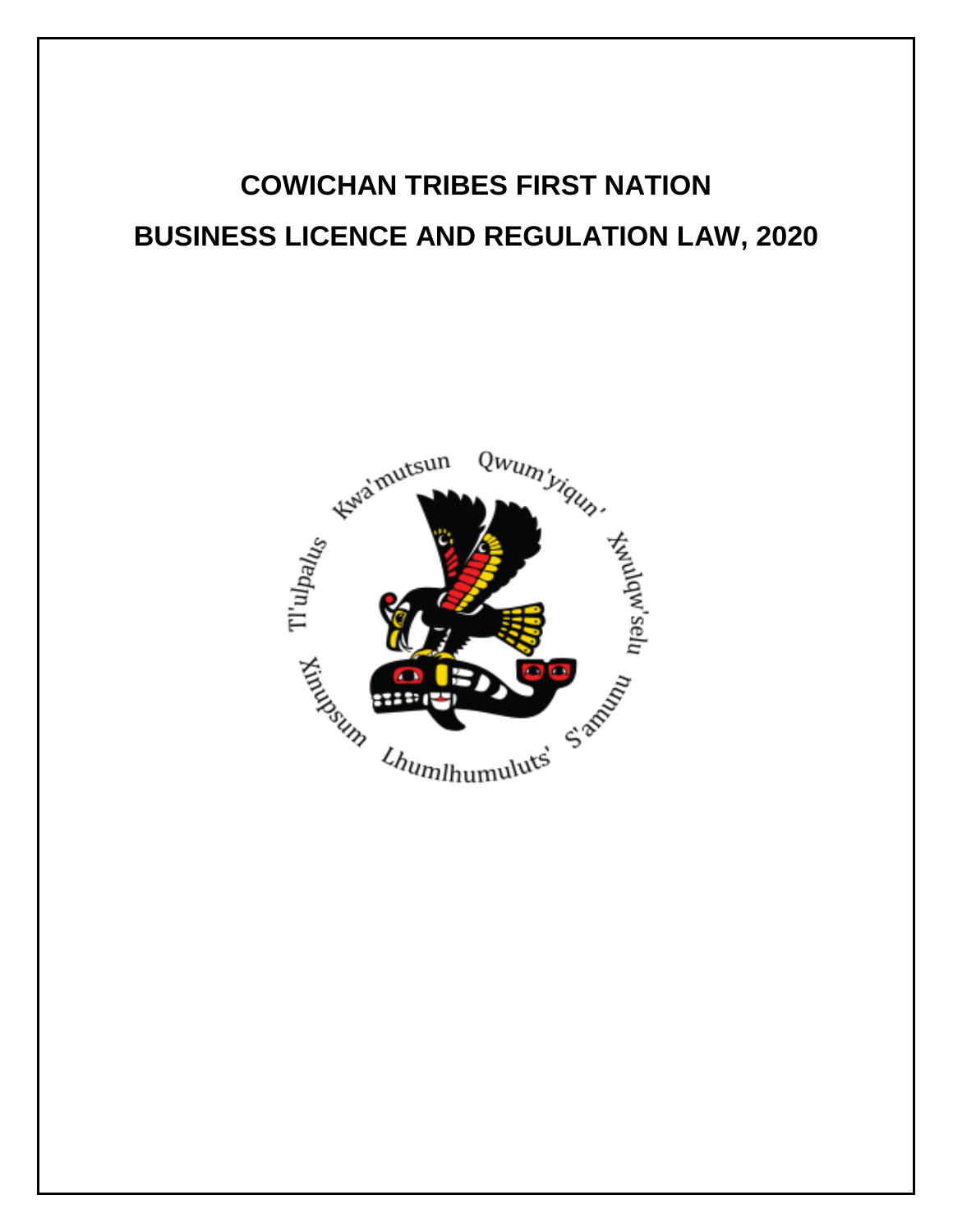# COWICHAN TRIBES FIRST NATION

# BUSINESS LICENCE AND REGULATION LAW, 2020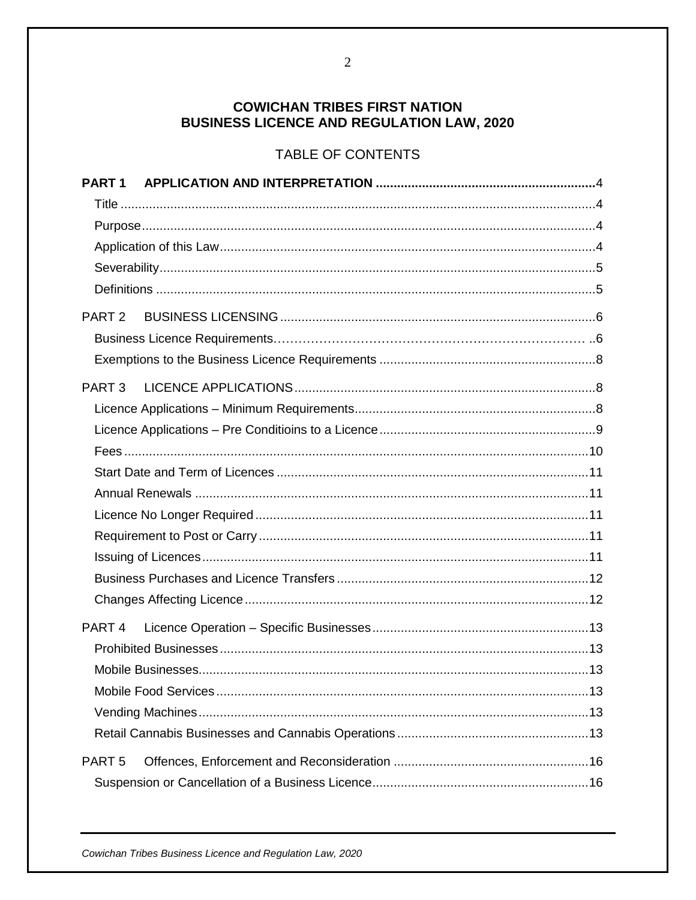**COWICHAN TRIBES FIRST NATION**
**BUSINESS LICENCE AND REGULATION LAW, 2020**

TABLE OF CONTENTS

**PART 1 APPLICATION AND INTERPRETATION ............................................................4**

Title ....................................................................................................................4

Purpose...............................................................................................................4

Application of this Law........................................................................................4

Severability..........................................................................................................5

Definitions ..........................................................................................................5

PART 2 BUSINESS LICENSING ........................................................................................6

Business Licence Requirements……………………………………………………………… ..6

Exemptions to the Business Licence Requirements ............................................................8

PART 3 LICENCE APPLICATIONS ....................................................................................8

Licence Applications – Minimum Requirements...................................................................8

Licence Applications – Pre Conditioins to a Licence ............................................................9

Fees ..................................................................................................................10

Start Date and Term of Licences .......................................................................................11

Annual Renewals ..............................................................................................................11

Licence No Longer Required .............................................................................................11

Requirement to Post or Carry ............................................................................................11

Issuing of Licences............................................................................................................11

Business Purchases and Licence Transfers ......................................................................12

Changes Affecting Licence ................................................................................................12

PART 4 Licence Operation – Specific Businesses ............................................................13

Prohibited Businesses .......................................................................................................13

Mobile Businesses.............................................................................................................13

Mobile Food Services ........................................................................................................13

Vending Machines.............................................................................................................13

Retail Cannabis Businesses and Cannabis Operations......................................................13

PART 5 Offences, Enforcement and Reconsideration .......................................................16

Suspension or Cancellation of a Business Licence............................................................16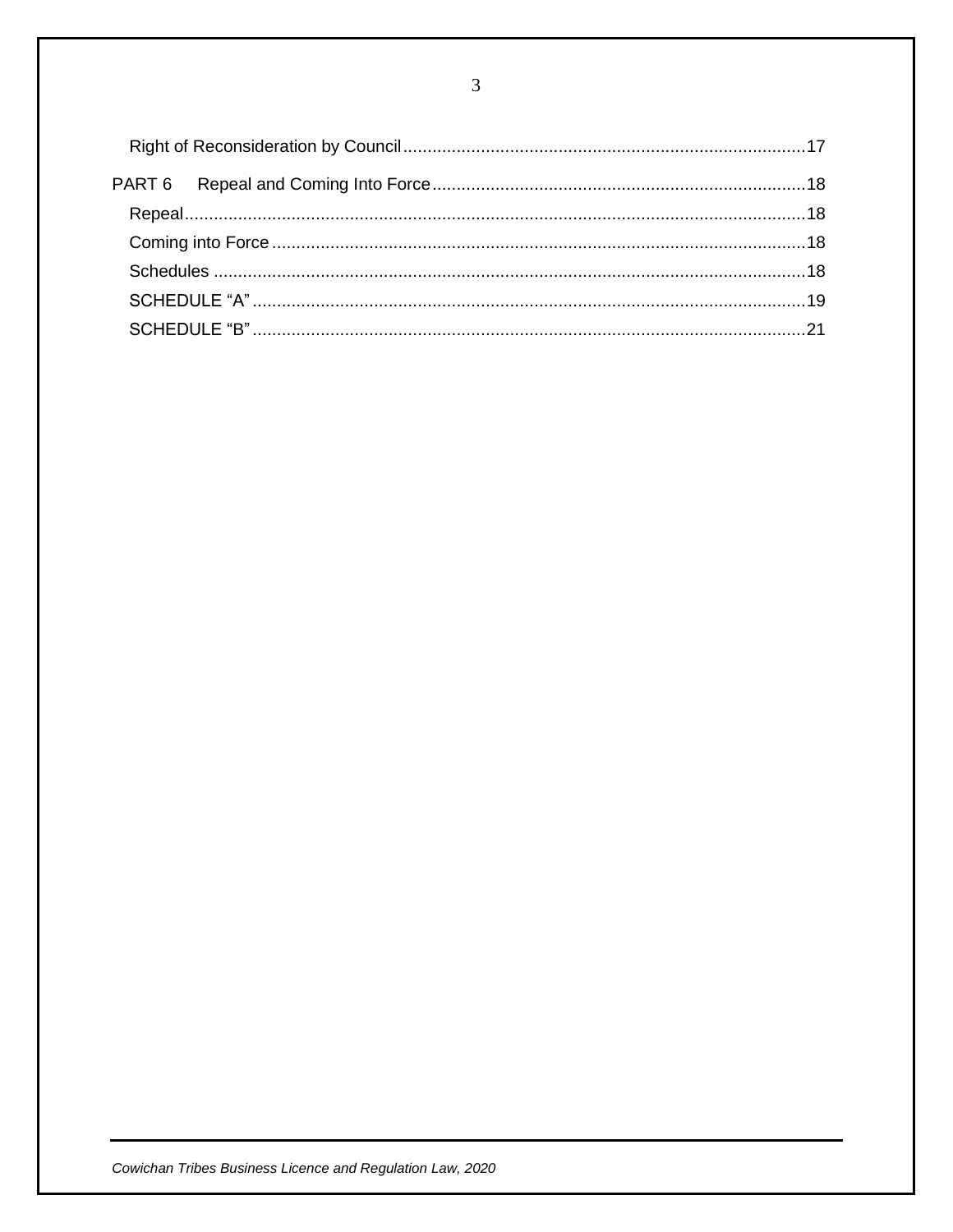Right of Reconsideration by Council ........................................................................ 17

PART 6 Repeal and Coming Into Force ........................................................................ 18

Repeal ........................................................................................................................ 18

Coming into Force ..................................................................................................... 18

Schedules .................................................................................................................. 18

SCHEDULE “A” ......................................................................................................... 19

SCHEDULE “B” ......................................................................................................... 21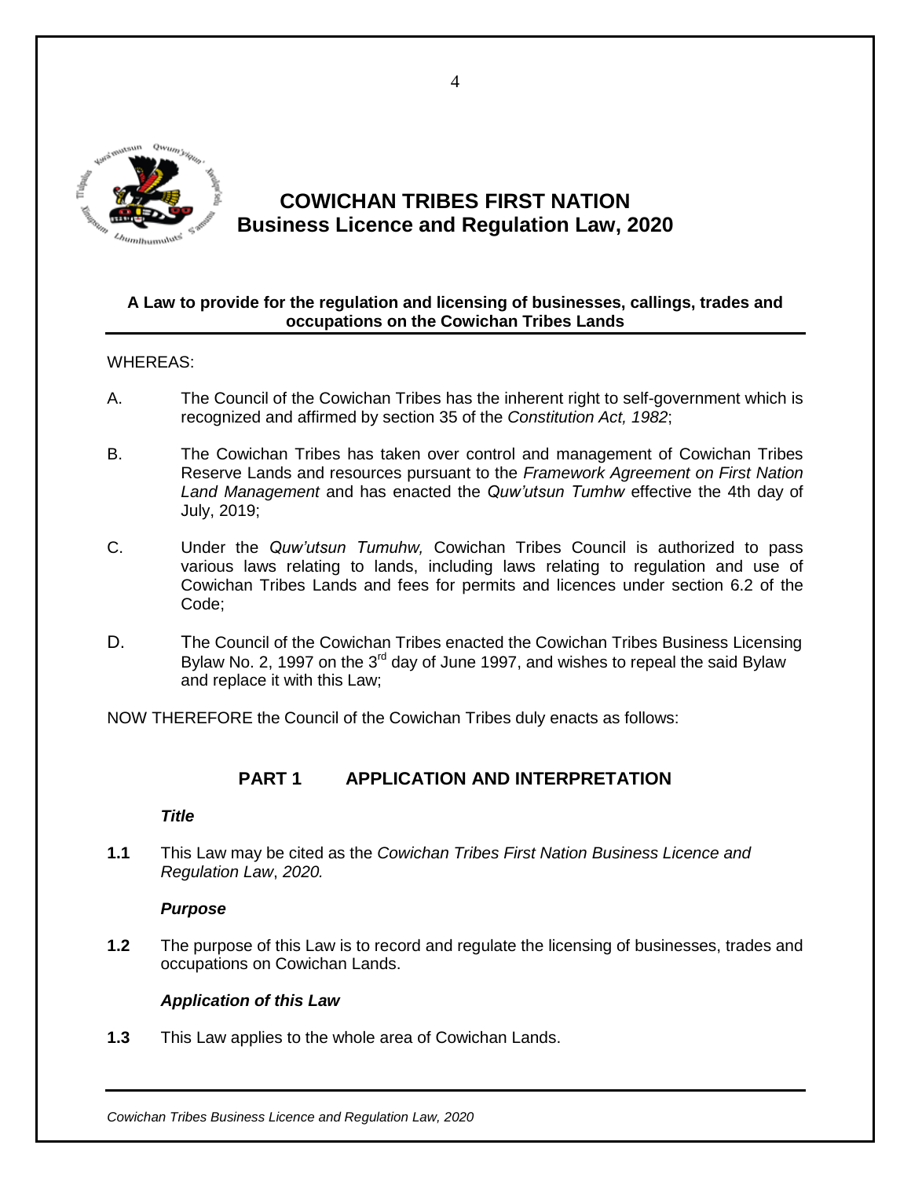# COWICHAN TRIBES FIRST NATION
# Business Licence and Regulation Law, 2020

**A Law to provide for the regulation and licensing of businesses, callings, trades and occupations on the Cowichan Tribes Lands**

WHEREAS:

A. The Council of the Cowichan Tribes has the inherent right to self-government which is recognized and affirmed by section 35 of the *Constitution Act, 1982*;

B. The Cowichan Tribes has taken over control and management of Cowichan Tribes Reserve Lands and resources pursuant to the *Framework Agreement on First Nation Land Management* and has enacted the *Quw'utsun Tumhw* effective the 4th day of July, 2019;

C. Under the *Quw'utsun Tumuhw,* Cowichan Tribes Council is authorized to pass various laws relating to lands, including laws relating to regulation and use of Cowichan Tribes Lands and fees for permits and licences under section 6.2 of the Code;

D. The Council of the Cowichan Tribes enacted the Cowichan Tribes Business Licensing Bylaw No. 2, 1997 on the 3rd day of June 1997, and wishes to repeal the said Bylaw and replace it with this Law;

NOW THEREFORE the Council of the Cowichan Tribes duly enacts as follows:

## PART 1 APPLICATION AND INTERPRETATION

### *Title*

**1.1** This Law may be cited as the *Cowichan Tribes First Nation Business Licence and Regulation Law*, *2020.*

### *Purpose*

**1.2** The purpose of this Law is to record and regulate the licensing of businesses, trades and occupations on Cowichan Lands.

### *Application of this Law*

**1.3** This Law applies to the whole area of Cowichan Lands.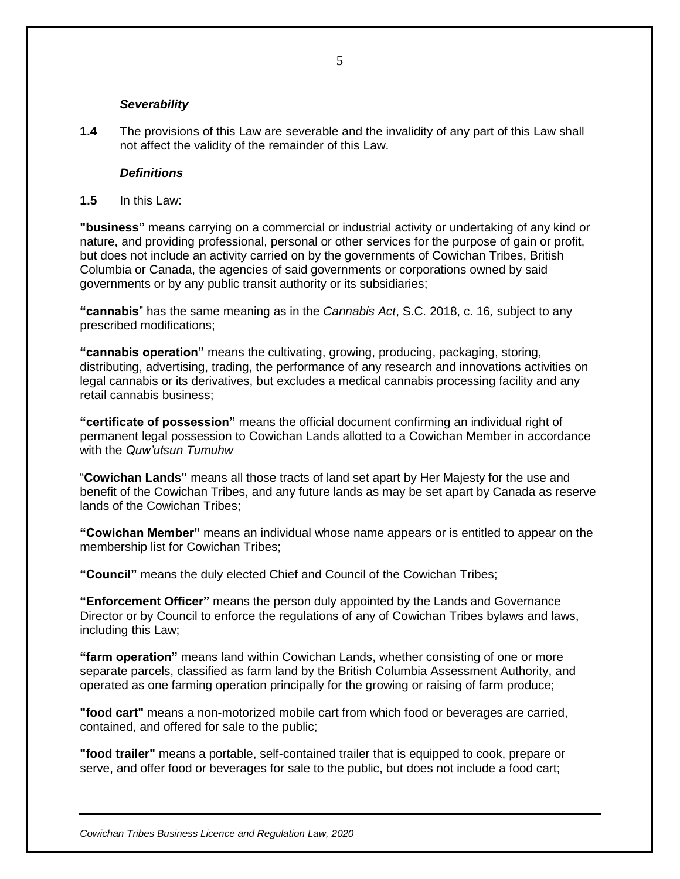### *Severability*

**1.4** The provisions of this Law are severable and the invalidity of any part of this Law shall not affect the validity of the remainder of this Law.

### *Definitions*

**1.5** In this Law:

**"business"** means carrying on a commercial or industrial activity or undertaking of any kind or nature, and providing professional, personal or other services for the purpose of gain or profit, but does not include an activity carried on by the governments of Cowichan Tribes, British Columbia or Canada, the agencies of said governments or corporations owned by said governments or by any public transit authority or its subsidiaries;

**"cannabis"** has the same meaning as in the *Cannabis Act*, S.C. 2018, c. 16*,* subject to any prescribed modifications;

**"cannabis operation"** means the cultivating, growing, producing, packaging, storing, distributing, advertising, trading, the performance of any research and innovations activities on legal cannabis or its derivatives, but excludes a medical cannabis processing facility and any retail cannabis business;

**"certificate of possession"** means the official document confirming an individual right of permanent legal possession to Cowichan Lands allotted to a Cowichan Member in accordance with the *Quw'utsun Tumuhw*

"**Cowichan Lands"** means all those tracts of land set apart by Her Majesty for the use and benefit of the Cowichan Tribes, and any future lands as may be set apart by Canada as reserve lands of the Cowichan Tribes;

**"Cowichan Member"** means an individual whose name appears or is entitled to appear on the membership list for Cowichan Tribes;

**"Council"** means the duly elected Chief and Council of the Cowichan Tribes;

**"Enforcement Officer"** means the person duly appointed by the Lands and Governance Director or by Council to enforce the regulations of any of Cowichan Tribes bylaws and laws, including this Law;

**"farm operation"** means land within Cowichan Lands, whether consisting of one or more separate parcels, classified as farm land by the British Columbia Assessment Authority, and operated as one farming operation principally for the growing or raising of farm produce;

**"food cart"** means a non-motorized mobile cart from which food or beverages are carried, contained, and offered for sale to the public;

**"food trailer"** means a portable, self-contained trailer that is equipped to cook, prepare or serve, and offer food or beverages for sale to the public, but does not include a food cart;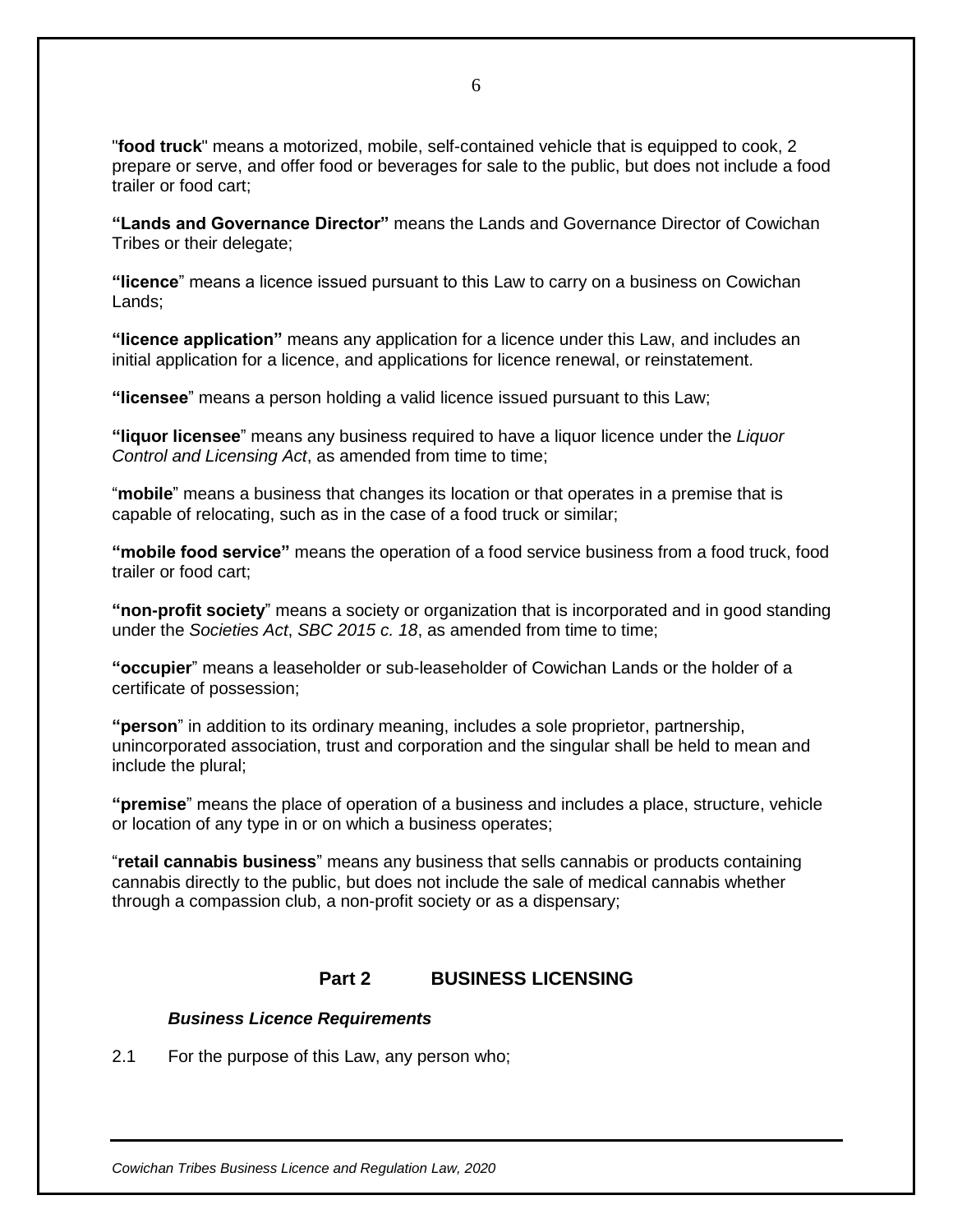"**food truck**" means a motorized, mobile, self-contained vehicle that is equipped to cook, 2 prepare or serve, and offer food or beverages for sale to the public, but does not include a food trailer or food cart;

**"Lands and Governance Director"** means the Lands and Governance Director of Cowichan Tribes or their delegate;

**"licence**" means a licence issued pursuant to this Law to carry on a business on Cowichan Lands;

**"licence application"** means any application for a licence under this Law, and includes an initial application for a licence, and applications for licence renewal, or reinstatement.

**"licensee**" means a person holding a valid licence issued pursuant to this Law;

**"liquor licensee**" means any business required to have a liquor licence under the *Liquor Control and Licensing Act*, as amended from time to time;

"**mobile**" means a business that changes its location or that operates in a premise that is capable of relocating, such as in the case of a food truck or similar;

**"mobile food service"** means the operation of a food service business from a food truck, food trailer or food cart;

**"non-profit society**" means a society or organization that is incorporated and in good standing under the *Societies Act*, *SBC 2015 c. 18*, as amended from time to time;

**"occupier**" means a leaseholder or sub-leaseholder of Cowichan Lands or the holder of a certificate of possession;

**"person**" in addition to its ordinary meaning, includes a sole proprietor, partnership, unincorporated association, trust and corporation and the singular shall be held to mean and include the plural;

**"premise**" means the place of operation of a business and includes a place, structure, vehicle or location of any type in or on which a business operates;

"**retail cannabis business**" means any business that sells cannabis or products containing cannabis directly to the public, but does not include the sale of medical cannabis whether through a compassion club, a non-profit society or as a dispensary;

## Part 2 BUSINESS LICENSING

***Business Licence Requirements***

2.1 For the purpose of this Law, any person who;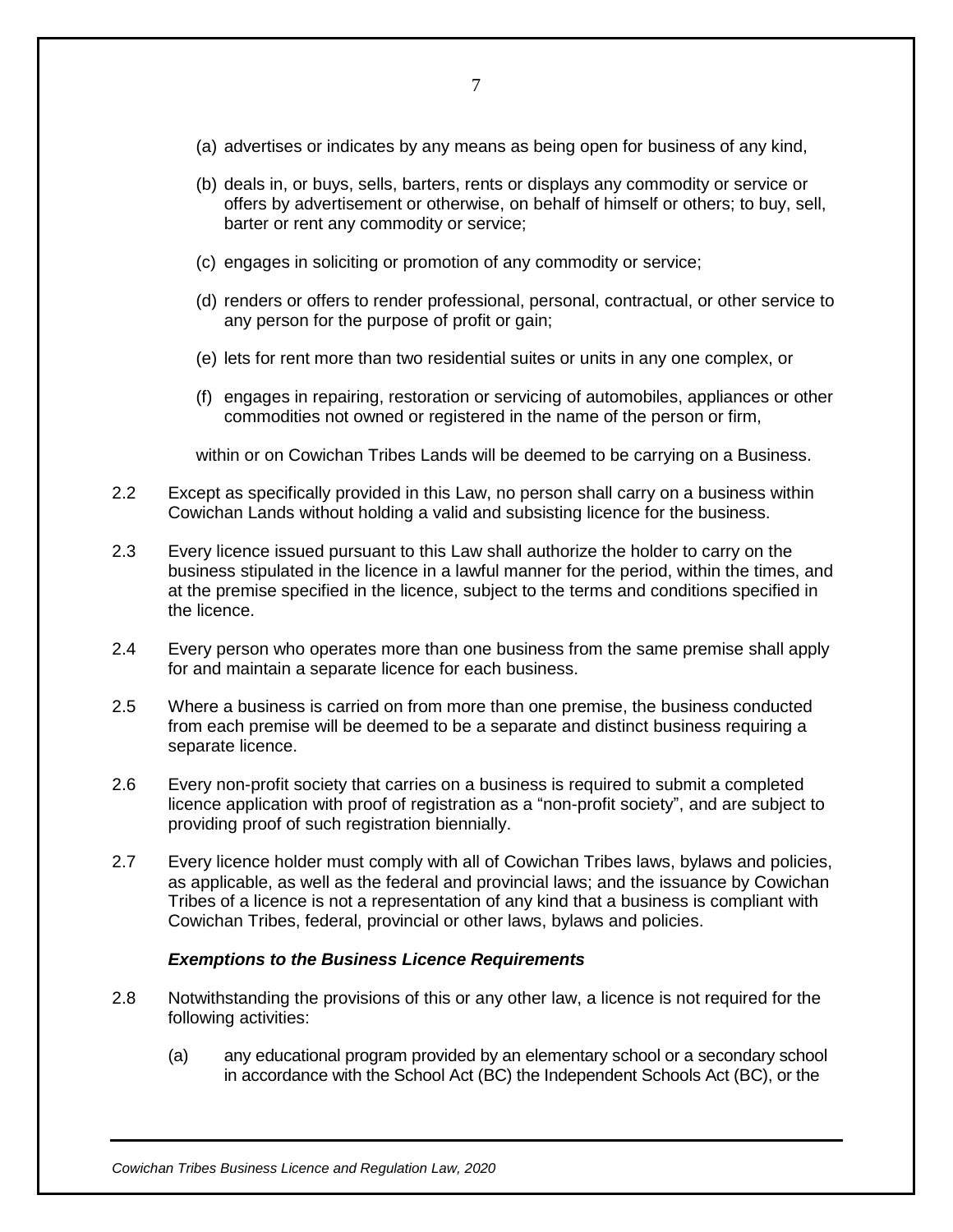(a) advertises or indicates by any means as being open for business of any kind,

(b) deals in, or buys, sells, barters, rents or displays any commodity or service or offers by advertisement or otherwise, on behalf of himself or others; to buy, sell, barter or rent any commodity or service;

(c) engages in soliciting or promotion of any commodity or service;

(d) renders or offers to render professional, personal, contractual, or other service to any person for the purpose of profit or gain;

(e) lets for rent more than two residential suites or units in any one complex, or

(f) engages in repairing, restoration or servicing of automobiles, appliances or other commodities not owned or registered in the name of the person or firm,

within or on Cowichan Tribes Lands will be deemed to be carrying on a Business.

2.2 Except as specifically provided in this Law, no person shall carry on a business within Cowichan Lands without holding a valid and subsisting licence for the business.

2.3 Every licence issued pursuant to this Law shall authorize the holder to carry on the business stipulated in the licence in a lawful manner for the period, within the times, and at the premise specified in the licence, subject to the terms and conditions specified in the licence.

2.4 Every person who operates more than one business from the same premise shall apply for and maintain a separate licence for each business.

2.5 Where a business is carried on from more than one premise, the business conducted from each premise will be deemed to be a separate and distinct business requiring a separate licence.

2.6 Every non-profit society that carries on a business is required to submit a completed licence application with proof of registration as a "non-profit society", and are subject to providing proof of such registration biennially.

2.7 Every licence holder must comply with all of Cowichan Tribes laws, bylaws and policies, as applicable, as well as the federal and provincial laws; and the issuance by Cowichan Tribes of a licence is not a representation of any kind that a business is compliant with Cowichan Tribes, federal, provincial or other laws, bylaws and policies.

***Exemptions to the Business Licence Requirements***

2.8 Notwithstanding the provisions of this or any other law, a licence is not required for the following activities:

(a) any educational program provided by an elementary school or a secondary school in accordance with the School Act (BC) the Independent Schools Act (BC), or the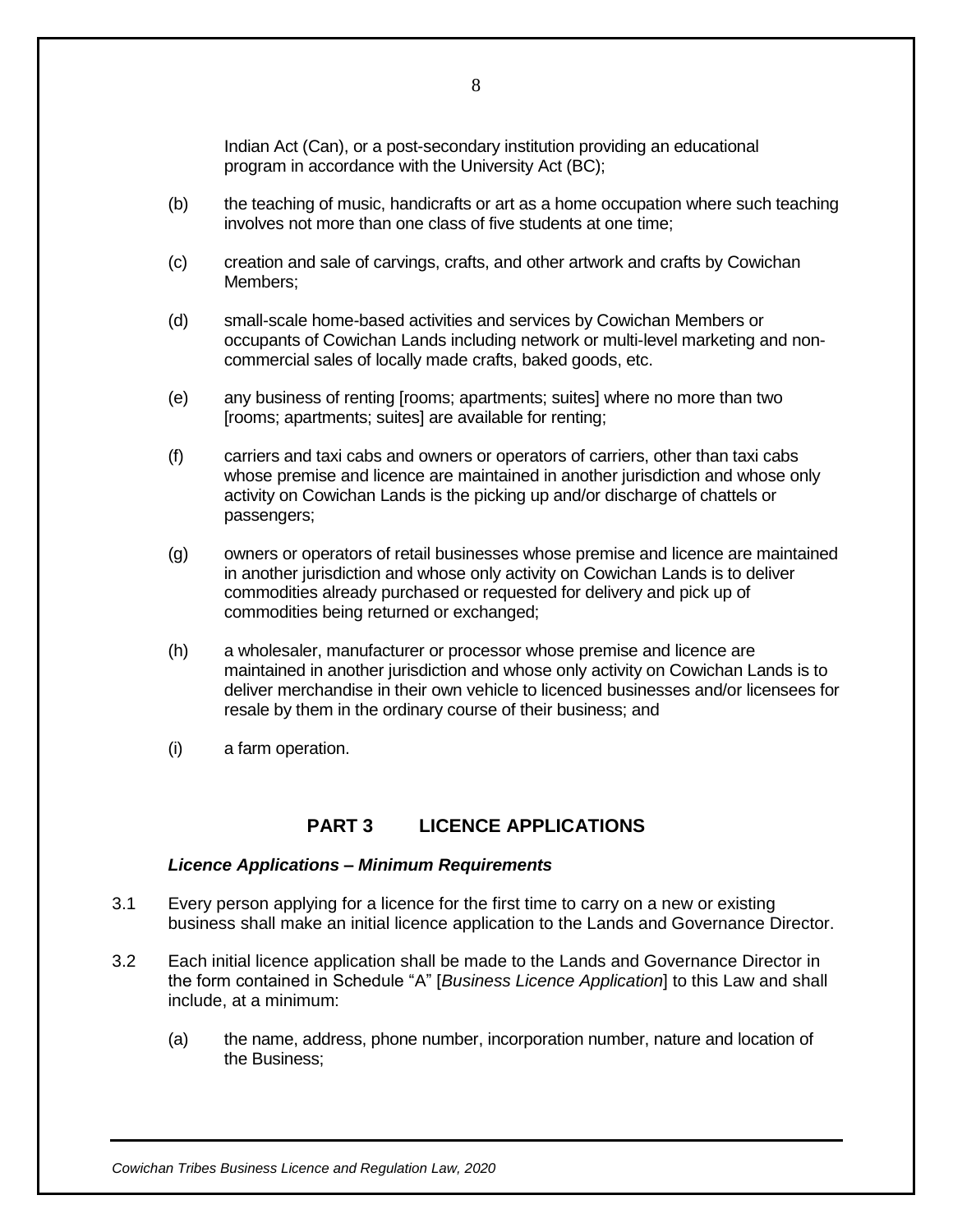Indian Act (Can), or a post-secondary institution providing an educational program in accordance with the University Act (BC);

(b) the teaching of music, handicrafts or art as a home occupation where such teaching involves not more than one class of five students at one time;

(c) creation and sale of carvings, crafts, and other artwork and crafts by Cowichan Members;

(d) small-scale home-based activities and services by Cowichan Members or occupants of Cowichan Lands including network or multi-level marketing and non-commercial sales of locally made crafts, baked goods, etc.

(e) any business of renting [rooms; apartments; suites] where no more than two [rooms; apartments; suites] are available for renting;

(f) carriers and taxi cabs and owners or operators of carriers, other than taxi cabs whose premise and licence are maintained in another jurisdiction and whose only activity on Cowichan Lands is the picking up and/or discharge of chattels or passengers;

(g) owners or operators of retail businesses whose premise and licence are maintained in another jurisdiction and whose only activity on Cowichan Lands is to deliver commodities already purchased or requested for delivery and pick up of commodities being returned or exchanged;

(h) a wholesaler, manufacturer or processor whose premise and licence are maintained in another jurisdiction and whose only activity on Cowichan Lands is to deliver merchandise in their own vehicle to licenced businesses and/or licensees for resale by them in the ordinary course of their business; and

(i) a farm operation.

## PART 3 LICENCE APPLICATIONS

***Licence Applications – Minimum Requirements***

3.1 Every person applying for a licence for the first time to carry on a new or existing business shall make an initial licence application to the Lands and Governance Director.

3.2 Each initial licence application shall be made to the Lands and Governance Director in the form contained in Schedule "A" [*Business Licence Application*] to this Law and shall include, at a minimum:

(a) the name, address, phone number, incorporation number, nature and location of the Business;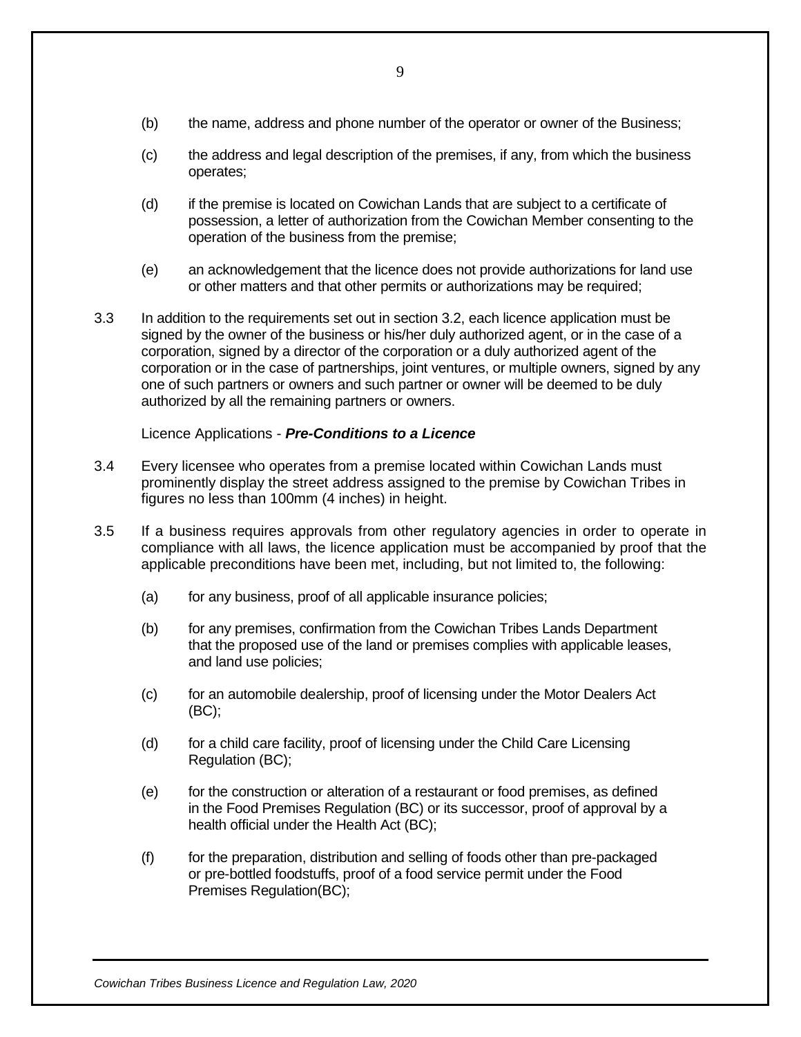(b) the name, address and phone number of the operator or owner of the Business;

(c) the address and legal description of the premises, if any, from which the business operates;

(d) if the premise is located on Cowichan Lands that are subject to a certificate of possession, a letter of authorization from the Cowichan Member consenting to the operation of the business from the premise;

(e) an acknowledgement that the licence does not provide authorizations for land use or other matters and that other permits or authorizations may be required;

3.3 In addition to the requirements set out in section 3.2, each licence application must be signed by the owner of the business or his/her duly authorized agent, or in the case of a corporation, signed by a director of the corporation or a duly authorized agent of the corporation or in the case of partnerships, joint ventures, or multiple owners, signed by any one of such partners or owners and such partner or owner will be deemed to be duly authorized by all the remaining partners or owners.

Licence Applications - ***Pre-Conditions to a Licence***

3.4 Every licensee who operates from a premise located within Cowichan Lands must prominently display the street address assigned to the premise by Cowichan Tribes in figures no less than 100mm (4 inches) in height.

3.5 If a business requires approvals from other regulatory agencies in order to operate in compliance with all laws, the licence application must be accompanied by proof that the applicable preconditions have been met, including, but not limited to, the following:

(a) for any business, proof of all applicable insurance policies;

(b) for any premises, confirmation from the Cowichan Tribes Lands Department that the proposed use of the land or premises complies with applicable leases, and land use policies;

(c) for an automobile dealership, proof of licensing under the Motor Dealers Act (BC);

(d) for a child care facility, proof of licensing under the Child Care Licensing Regulation (BC);

(e) for the construction or alteration of a restaurant or food premises, as defined in the Food Premises Regulation (BC) or its successor, proof of approval by a health official under the Health Act (BC);

(f) for the preparation, distribution and selling of foods other than pre-packaged or pre-bottled foodstuffs, proof of a food service permit under the Food Premises Regulation(BC);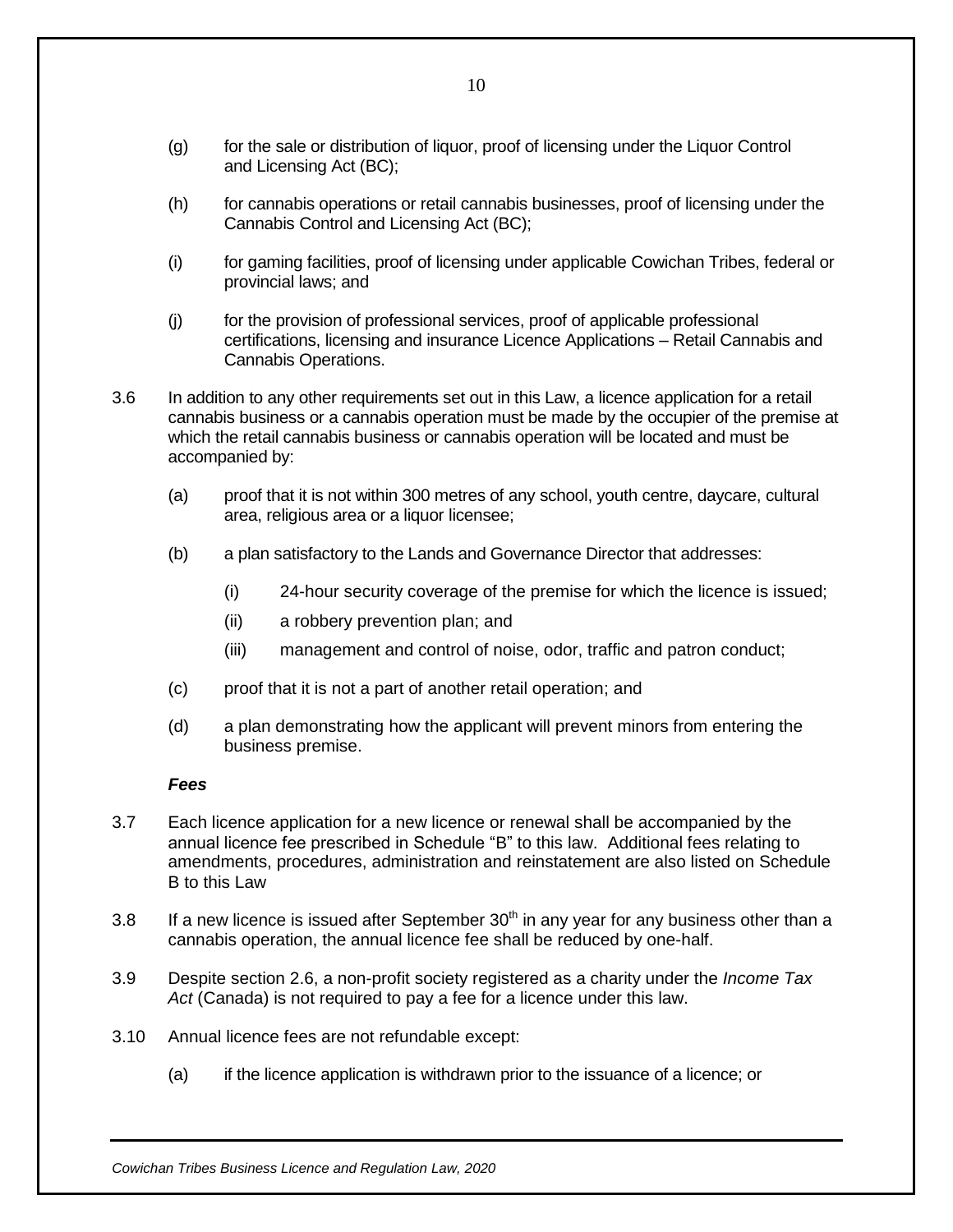(g) for the sale or distribution of liquor, proof of licensing under the Liquor Control and Licensing Act (BC);

(h) for cannabis operations or retail cannabis businesses, proof of licensing under the Cannabis Control and Licensing Act (BC);

(i) for gaming facilities, proof of licensing under applicable Cowichan Tribes, federal or provincial laws; and

(j) for the provision of professional services, proof of applicable professional certifications, licensing and insurance Licence Applications – Retail Cannabis and Cannabis Operations.

3.6 In addition to any other requirements set out in this Law, a licence application for a retail cannabis business or a cannabis operation must be made by the occupier of the premise at which the retail cannabis business or cannabis operation will be located and must be accompanied by:

(a) proof that it is not within 300 metres of any school, youth centre, daycare, cultural area, religious area or a liquor licensee;

(b) a plan satisfactory to the Lands and Governance Director that addresses:

(i) 24-hour security coverage of the premise for which the licence is issued;

(ii) a robbery prevention plan; and

(iii) management and control of noise, odor, traffic and patron conduct;

(c) proof that it is not a part of another retail operation; and

(d) a plan demonstrating how the applicant will prevent minors from entering the business premise.

***Fees***

3.7 Each licence application for a new licence or renewal shall be accompanied by the annual licence fee prescribed in Schedule "B" to this law. Additional fees relating to amendments, procedures, administration and reinstatement are also listed on Schedule B to this Law

3.8 If a new licence is issued after September 30th in any year for any business other than a cannabis operation, the annual licence fee shall be reduced by one-half.

3.9 Despite section 2.6, a non-profit society registered as a charity under the *Income Tax Act* (Canada) is not required to pay a fee for a licence under this law.

3.10 Annual licence fees are not refundable except:

(a) if the licence application is withdrawn prior to the issuance of a licence; or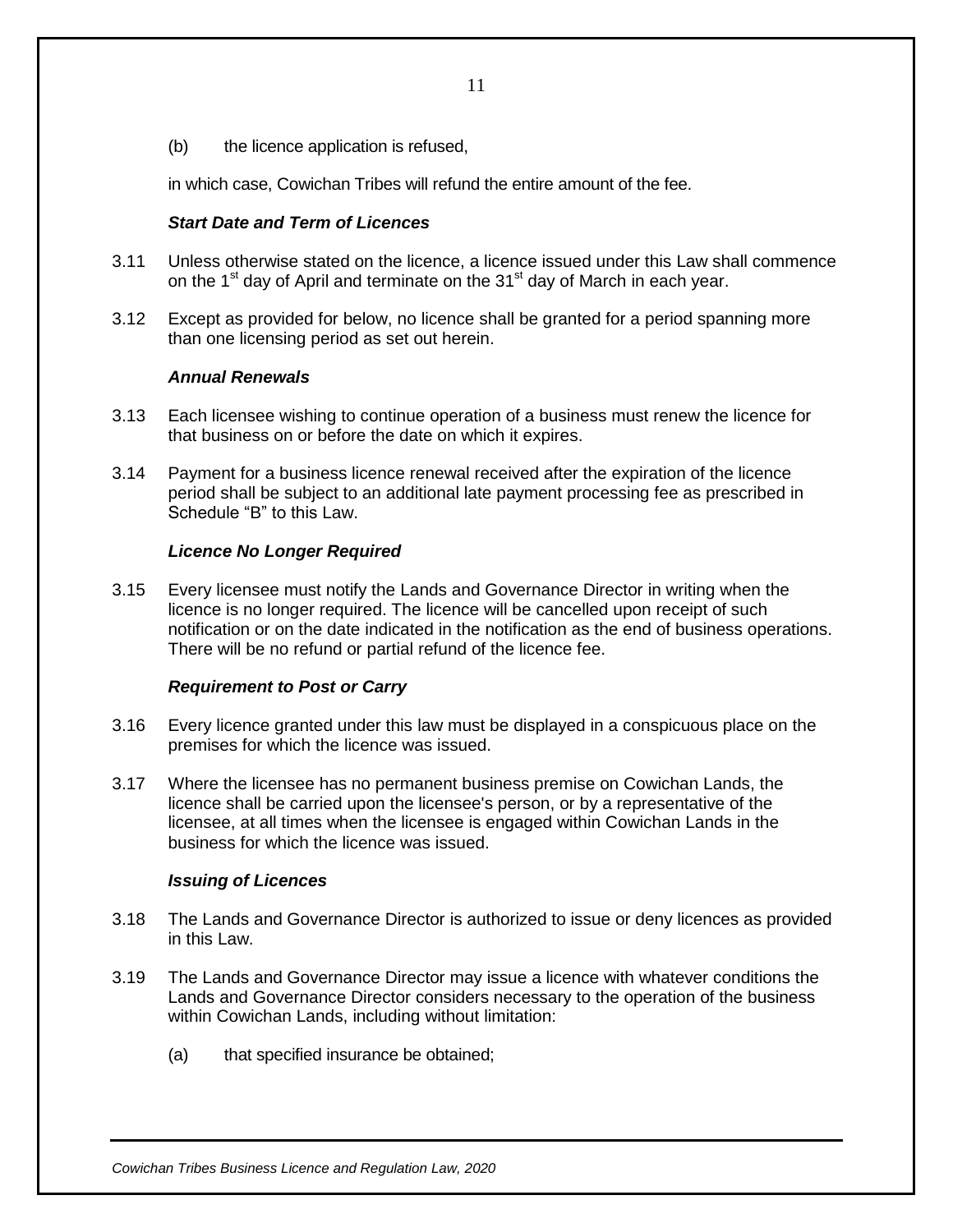(b) the licence application is refused,

in which case, Cowichan Tribes will refund the entire amount of the fee.

***Start Date and Term of Licences***

3.11 Unless otherwise stated on the licence, a licence issued under this Law shall commence on the 1st day of April and terminate on the 31st day of March in each year.

3.12 Except as provided for below, no licence shall be granted for a period spanning more than one licensing period as set out herein.

***Annual Renewals***

3.13 Each licensee wishing to continue operation of a business must renew the licence for that business on or before the date on which it expires.

3.14 Payment for a business licence renewal received after the expiration of the licence period shall be subject to an additional late payment processing fee as prescribed in Schedule "B" to this Law.

***Licence No Longer Required***

3.15 Every licensee must notify the Lands and Governance Director in writing when the licence is no longer required. The licence will be cancelled upon receipt of such notification or on the date indicated in the notification as the end of business operations. There will be no refund or partial refund of the licence fee.

***Requirement to Post or Carry***

3.16 Every licence granted under this law must be displayed in a conspicuous place on the premises for which the licence was issued.

3.17 Where the licensee has no permanent business premise on Cowichan Lands, the licence shall be carried upon the licensee's person, or by a representative of the licensee, at all times when the licensee is engaged within Cowichan Lands in the business for which the licence was issued.

***Issuing of Licences***

3.18 The Lands and Governance Director is authorized to issue or deny licences as provided in this Law.

3.19 The Lands and Governance Director may issue a licence with whatever conditions the Lands and Governance Director considers necessary to the operation of the business within Cowichan Lands, including without limitation:

(a) that specified insurance be obtained;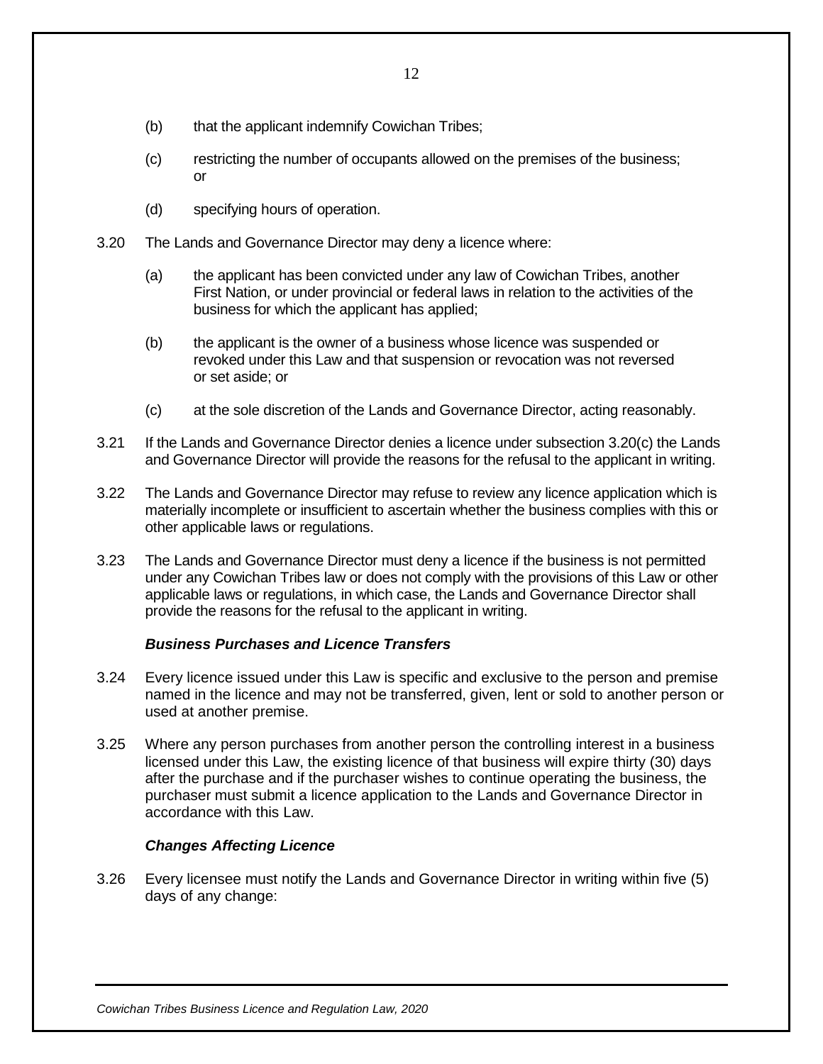(b) that the applicant indemnify Cowichan Tribes;

(c) restricting the number of occupants allowed on the premises of the business; or

(d) specifying hours of operation.

3.20 The Lands and Governance Director may deny a licence where:

(a) the applicant has been convicted under any law of Cowichan Tribes, another First Nation, or under provincial or federal laws in relation to the activities of the business for which the applicant has applied;

(b) the applicant is the owner of a business whose licence was suspended or revoked under this Law and that suspension or revocation was not reversed or set aside; or

(c) at the sole discretion of the Lands and Governance Director, acting reasonably.

3.21 If the Lands and Governance Director denies a licence under subsection 3.20(c) the Lands and Governance Director will provide the reasons for the refusal to the applicant in writing.

3.22 The Lands and Governance Director may refuse to review any licence application which is materially incomplete or insufficient to ascertain whether the business complies with this or other applicable laws or regulations.

3.23 The Lands and Governance Director must deny a licence if the business is not permitted under any Cowichan Tribes law or does not comply with the provisions of this Law or other applicable laws or regulations, in which case, the Lands and Governance Director shall provide the reasons for the refusal to the applicant in writing.

***Business Purchases and Licence Transfers***

3.24 Every licence issued under this Law is specific and exclusive to the person and premise named in the licence and may not be transferred, given, lent or sold to another person or used at another premise.

3.25 Where any person purchases from another person the controlling interest in a business licensed under this Law, the existing licence of that business will expire thirty (30) days after the purchase and if the purchaser wishes to continue operating the business, the purchaser must submit a licence application to the Lands and Governance Director in accordance with this Law.

***Changes Affecting Licence***

3.26 Every licensee must notify the Lands and Governance Director in writing within five (5) days of any change: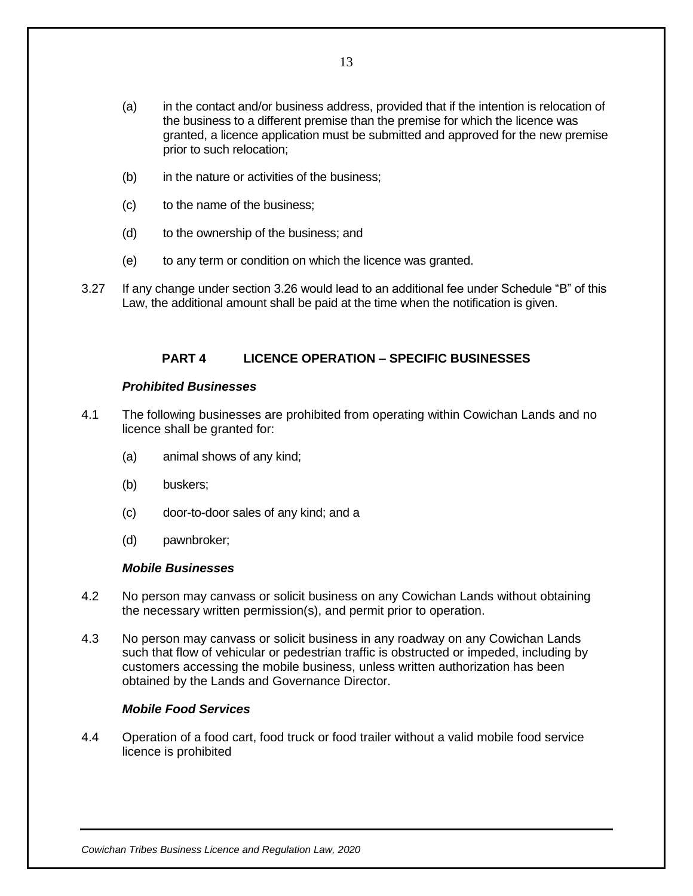(a) in the contact and/or business address, provided that if the intention is relocation of the business to a different premise than the premise for which the licence was granted, a licence application must be submitted and approved for the new premise prior to such relocation;

(b) in the nature or activities of the business;

(c) to the name of the business;

(d) to the ownership of the business; and

(e) to any term or condition on which the licence was granted.

3.27 If any change under section 3.26 would lead to an additional fee under Schedule "B" of this Law, the additional amount shall be paid at the time when the notification is given.

## PART 4 LICENCE OPERATION – SPECIFIC BUSINESSES

***Prohibited Businesses***

4.1 The following businesses are prohibited from operating within Cowichan Lands and no licence shall be granted for:

(a) animal shows of any kind;

(b) buskers;

(c) door-to-door sales of any kind; and a

(d) pawnbroker;

***Mobile Businesses***

4.2 No person may canvass or solicit business on any Cowichan Lands without obtaining the necessary written permission(s), and permit prior to operation.

4.3 No person may canvass or solicit business in any roadway on any Cowichan Lands such that flow of vehicular or pedestrian traffic is obstructed or impeded, including by customers accessing the mobile business, unless written authorization has been obtained by the Lands and Governance Director.

***Mobile Food Services***

4.4 Operation of a food cart, food truck or food trailer without a valid mobile food service licence is prohibited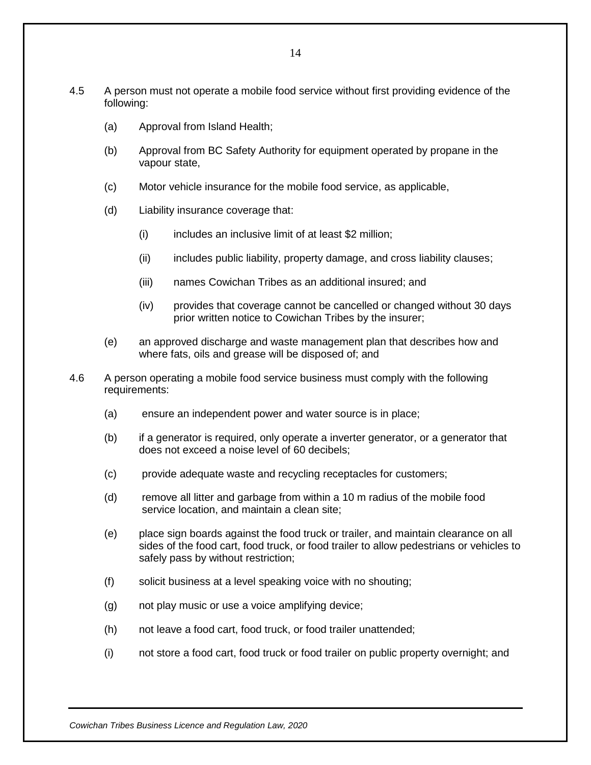4.5 A person must not operate a mobile food service without first providing evidence of the following:

(a) Approval from Island Health;

(b) Approval from BC Safety Authority for equipment operated by propane in the vapour state,

(c) Motor vehicle insurance for the mobile food service, as applicable,

(d) Liability insurance coverage that:

(i) includes an inclusive limit of at least $2 million;

(ii) includes public liability, property damage, and cross liability clauses;

(iii) names Cowichan Tribes as an additional insured; and

(iv) provides that coverage cannot be cancelled or changed without 30 days prior written notice to Cowichan Tribes by the insurer;

(e) an approved discharge and waste management plan that describes how and where fats, oils and grease will be disposed of; and

4.6 A person operating a mobile food service business must comply with the following requirements:

(a) ensure an independent power and water source is in place;

(b) if a generator is required, only operate a inverter generator, or a generator that does not exceed a noise level of 60 decibels;

(c) provide adequate waste and recycling receptacles for customers;

(d) remove all litter and garbage from within a 10 m radius of the mobile food service location, and maintain a clean site;

(e) place sign boards against the food truck or trailer, and maintain clearance on all sides of the food cart, food truck, or food trailer to allow pedestrians or vehicles to safely pass by without restriction;

(f) solicit business at a level speaking voice with no shouting;

(g) not play music or use a voice amplifying device;

(h) not leave a food cart, food truck, or food trailer unattended;

(i) not store a food cart, food truck or food trailer on public property overnight; and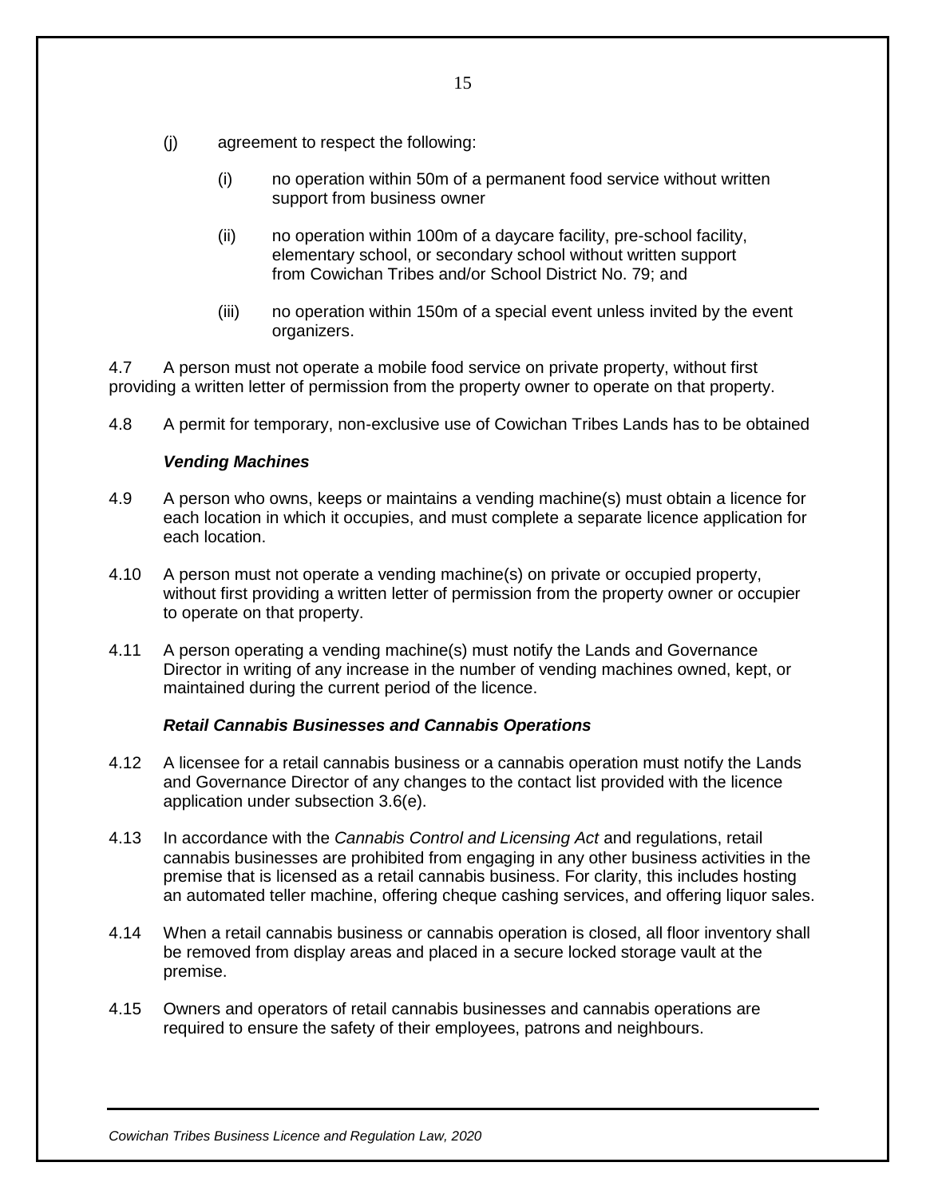(j) agreement to respect the following:

  (i) no operation within 50m of a permanent food service without written support from business owner

  (ii) no operation within 100m of a daycare facility, pre-school facility, elementary school, or secondary school without written support from Cowichan Tribes and/or School District No. 79; and

  (iii) no operation within 150m of a special event unless invited by the event organizers.

4.7 A person must not operate a mobile food service on private property, without first providing a written letter of permission from the property owner to operate on that property.

4.8 A permit for temporary, non-exclusive use of Cowichan Tribes Lands has to be obtained

***Vending Machines***

4.9 A person who owns, keeps or maintains a vending machine(s) must obtain a licence for each location in which it occupies, and must complete a separate licence application for each location.

4.10 A person must not operate a vending machine(s) on private or occupied property, without first providing a written letter of permission from the property owner or occupier to operate on that property.

4.11 A person operating a vending machine(s) must notify the Lands and Governance Director in writing of any increase in the number of vending machines owned, kept, or maintained during the current period of the licence.

***Retail Cannabis Businesses and Cannabis Operations***

4.12 A licensee for a retail cannabis business or a cannabis operation must notify the Lands and Governance Director of any changes to the contact list provided with the licence application under subsection 3.6(e).

4.13 In accordance with the *Cannabis Control and Licensing Act* and regulations, retail cannabis businesses are prohibited from engaging in any other business activities in the premise that is licensed as a retail cannabis business. For clarity, this includes hosting an automated teller machine, offering cheque cashing services, and offering liquor sales.

4.14 When a retail cannabis business or cannabis operation is closed, all floor inventory shall be removed from display areas and placed in a secure locked storage vault at the premise.

4.15 Owners and operators of retail cannabis businesses and cannabis operations are required to ensure the safety of their employees, patrons and neighbours.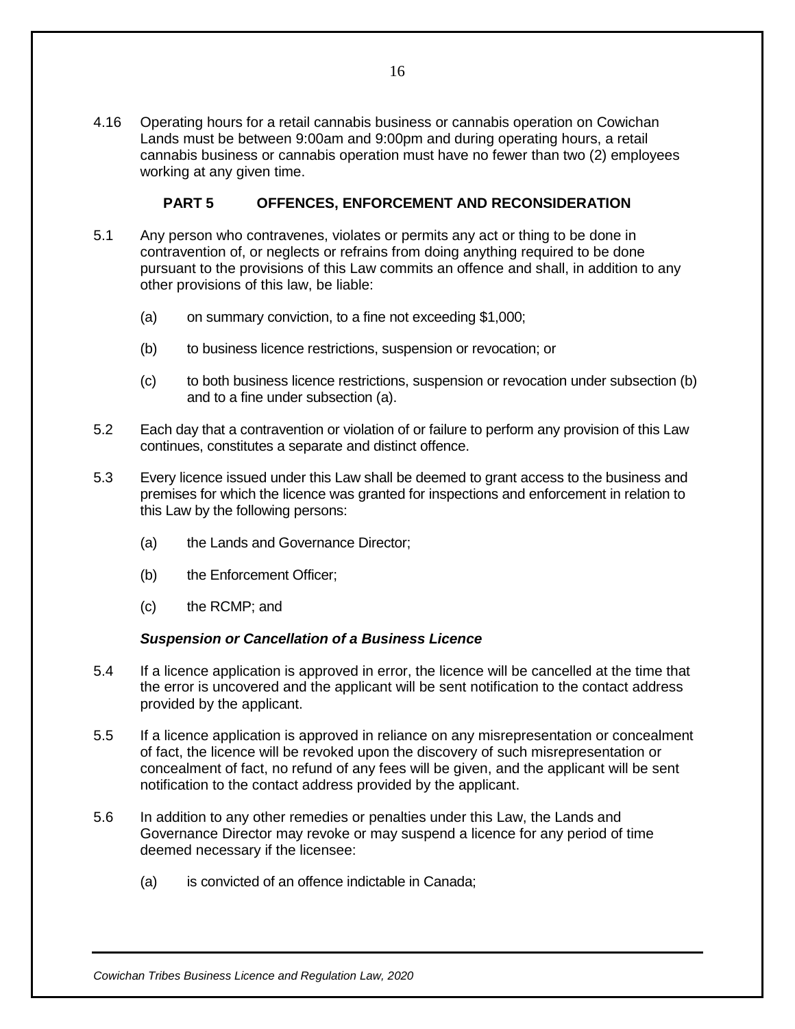4.16 Operating hours for a retail cannabis business or cannabis operation on Cowichan Lands must be between 9:00am and 9:00pm and during operating hours, a retail cannabis business or cannabis operation must have no fewer than two (2) employees working at any given time.

## PART 5 OFFENCES, ENFORCEMENT AND RECONSIDERATION

5.1 Any person who contravenes, violates or permits any act or thing to be done in contravention of, or neglects or refrains from doing anything required to be done pursuant to the provisions of this Law commits an offence and shall, in addition to any other provisions of this law, be liable:

(a) on summary conviction, to a fine not exceeding $1,000;

(b) to business licence restrictions, suspension or revocation; or

(c) to both business licence restrictions, suspension or revocation under subsection (b) and to a fine under subsection (a).

5.2 Each day that a contravention or violation of or failure to perform any provision of this Law continues, constitutes a separate and distinct offence.

5.3 Every licence issued under this Law shall be deemed to grant access to the business and premises for which the licence was granted for inspections and enforcement in relation to this Law by the following persons:

(a) the Lands and Governance Director;

(b) the Enforcement Officer;

(c) the RCMP; and

### *Suspension or Cancellation of a Business Licence*

5.4 If a licence application is approved in error, the licence will be cancelled at the time that the error is uncovered and the applicant will be sent notification to the contact address provided by the applicant.

5.5 If a licence application is approved in reliance on any misrepresentation or concealment of fact, the licence will be revoked upon the discovery of such misrepresentation or concealment of fact, no refund of any fees will be given, and the applicant will be sent notification to the contact address provided by the applicant.

5.6 In addition to any other remedies or penalties under this Law, the Lands and Governance Director may revoke or may suspend a licence for any period of time deemed necessary if the licensee:

(a) is convicted of an offence indictable in Canada;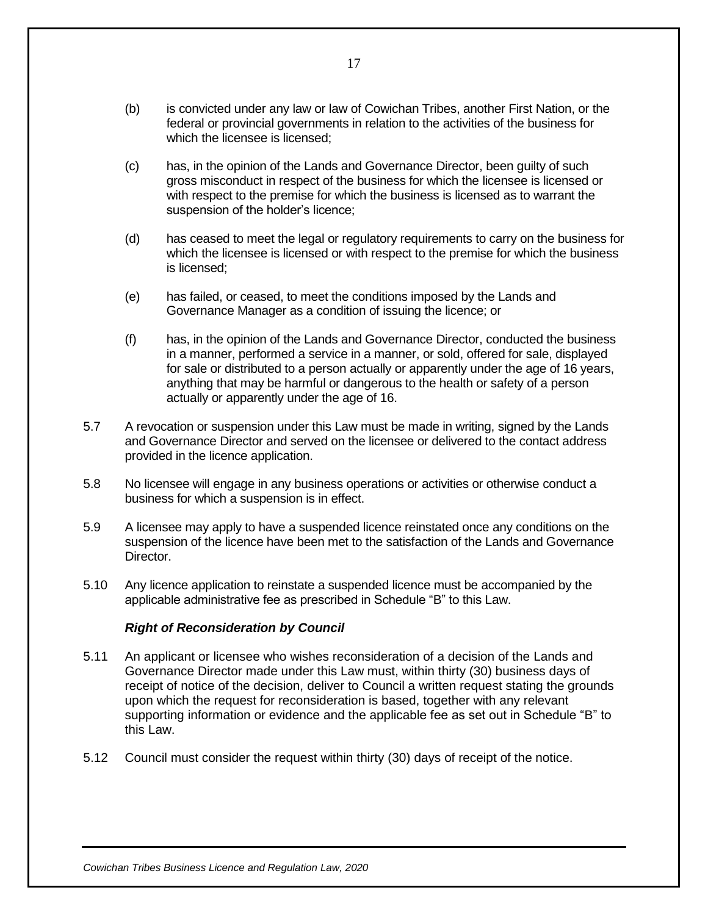(b) is convicted under any law or law of Cowichan Tribes, another First Nation, or the federal or provincial governments in relation to the activities of the business for which the licensee is licensed;

(c) has, in the opinion of the Lands and Governance Director, been guilty of such gross misconduct in respect of the business for which the licensee is licensed or with respect to the premise for which the business is licensed as to warrant the suspension of the holder's licence;

(d) has ceased to meet the legal or regulatory requirements to carry on the business for which the licensee is licensed or with respect to the premise for which the business is licensed;

(e) has failed, or ceased, to meet the conditions imposed by the Lands and Governance Manager as a condition of issuing the licence; or

(f) has, in the opinion of the Lands and Governance Director, conducted the business in a manner, performed a service in a manner, or sold, offered for sale, displayed for sale or distributed to a person actually or apparently under the age of 16 years, anything that may be harmful or dangerous to the health or safety of a person actually or apparently under the age of 16.

5.7 A revocation or suspension under this Law must be made in writing, signed by the Lands and Governance Director and served on the licensee or delivered to the contact address provided in the licence application.

5.8 No licensee will engage in any business operations or activities or otherwise conduct a business for which a suspension is in effect.

5.9 A licensee may apply to have a suspended licence reinstated once any conditions on the suspension of the licence have been met to the satisfaction of the Lands and Governance Director.

5.10 Any licence application to reinstate a suspended licence must be accompanied by the applicable administrative fee as prescribed in Schedule "B" to this Law.

***Right of Reconsideration by Council***

5.11 An applicant or licensee who wishes reconsideration of a decision of the Lands and Governance Director made under this Law must, within thirty (30) business days of receipt of notice of the decision, deliver to Council a written request stating the grounds upon which the request for reconsideration is based, together with any relevant supporting information or evidence and the applicable fee as set out in Schedule "B" to this Law.

5.12 Council must consider the request within thirty (30) days of receipt of the notice.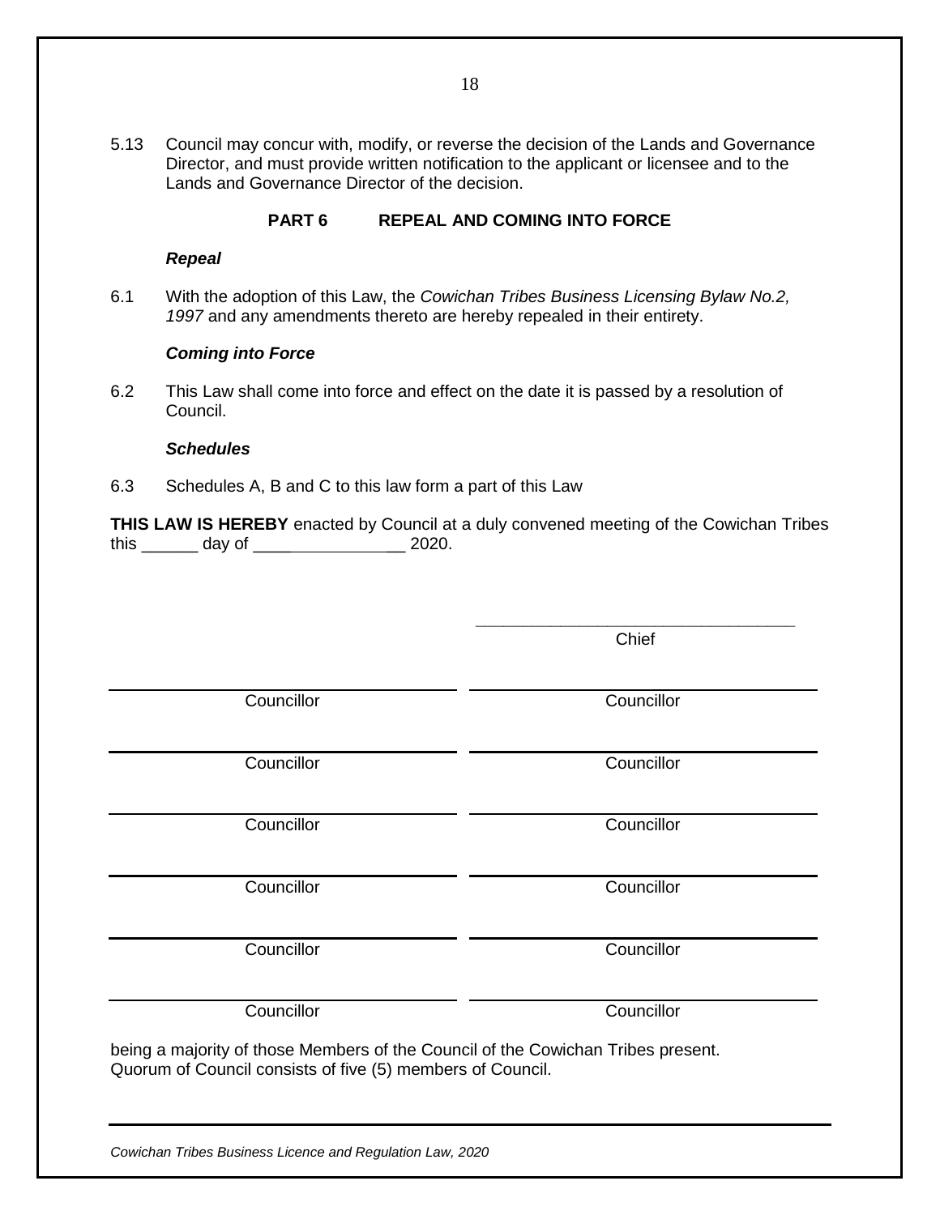5.13 Council may concur with, modify, or reverse the decision of the Lands and Governance Director, and must provide written notification to the applicant or licensee and to the Lands and Governance Director of the decision.

## PART 6 REPEAL AND COMING INTO FORCE

***Repeal***

6.1 With the adoption of this Law, the *Cowichan Tribes Business Licensing Bylaw No.2, 1997* and any amendments thereto are hereby repealed in their entirety.

***Coming into Force***

6.2 This Law shall come into force and effect on the date it is passed by a resolution of Council.

***Schedules***

6.3 Schedules A, B and C to this law form a part of this Law

**THIS LAW IS HEREBY** enacted by Council at a duly convened meeting of the Cowichan Tribes this ______ day of ________________ 2020.

| | |
|---|---|
| | ______________________<br>Chief |
| ______________________<br>Councillor | ______________________<br>Councillor |
| ______________________<br>Councillor | ______________________<br>Councillor |
| ______________________<br>Councillor | ______________________<br>Councillor |
| ______________________<br>Councillor | ______________________<br>Councillor |
| ______________________<br>Councillor | ______________________<br>Councillor |
| ______________________<br>Councillor | ______________________<br>Councillor |

being a majority of those Members of the Council of the Cowichan Tribes present.
Quorum of Council consists of five (5) members of Council.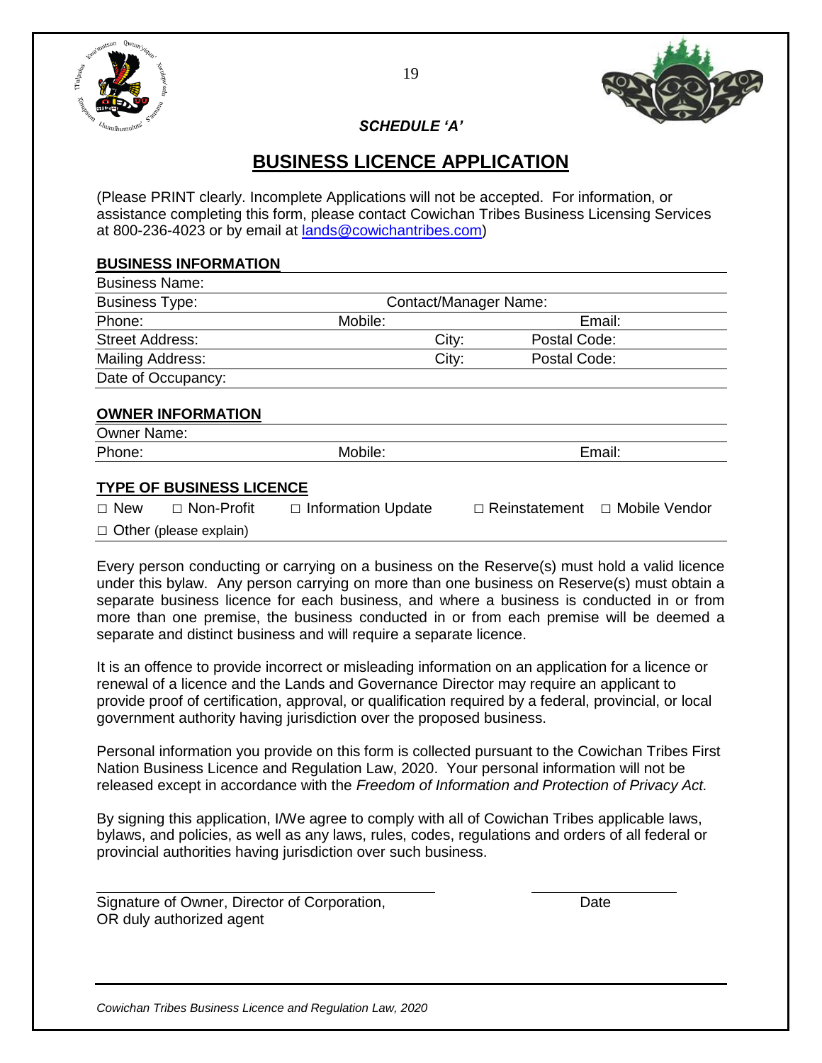*SCHEDULE 'A'*

# BUSINESS LICENCE APPLICATION

(Please PRINT clearly. Incomplete Applications will not be accepted. For information, or assistance completing this form, please contact Cowichan Tribes Business Licensing Services at 800-236-4023 or by email at lands@cowichantribes.com)

## BUSINESS INFORMATION

Business Name:

Business Type: Contact/Manager Name:

Phone: Mobile: Email:

Street Address: City: Postal Code:

Mailing Address: City: Postal Code:

Date of Occupancy:

## OWNER INFORMATION

Owner Name:

Phone: Mobile: Email:

## TYPE OF BUSINESS LICENCE

□ New □ Non-Profit □ Information Update □ Reinstatement □ Mobile Vendor

□ Other (please explain)

Every person conducting or carrying on a business on the Reserve(s) must hold a valid licence under this bylaw. Any person carrying on more than one business on Reserve(s) must obtain a separate business licence for each business, and where a business is conducted in or from more than one premise, the business conducted in or from each premise will be deemed a separate and distinct business and will require a separate licence.

It is an offence to provide incorrect or misleading information on an application for a licence or renewal of a licence and the Lands and Governance Director may require an applicant to provide proof of certification, approval, or qualification required by a federal, provincial, or local government authority having jurisdiction over the proposed business.

Personal information you provide on this form is collected pursuant to the Cowichan Tribes First Nation Business Licence and Regulation Law, 2020. Your personal information will not be released except in accordance with the *Freedom of Information and Protection of Privacy Act.*

By signing this application, I/We agree to comply with all of Cowichan Tribes applicable laws, bylaws, and policies, as well as any laws, rules, codes, regulations and orders of all federal or provincial authorities having jurisdiction over such business.

Signature of Owner, Director of Corporation, OR duly authorized agent ______________________

Date ______________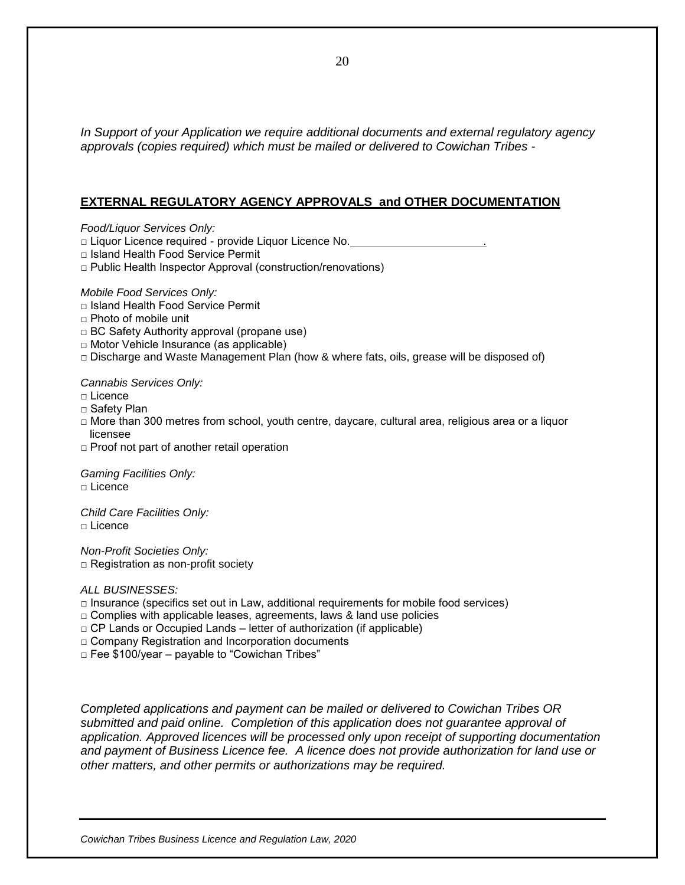*In Support of your Application we require additional documents and external regulatory agency approvals (copies required) which must be mailed or delivered to Cowichan Tribes -*

## EXTERNAL REGULATORY AGENCY APPROVALS and OTHER DOCUMENTATION

*Food/Liquor Services Only:*

□ Liquor Licence required - provide Liquor Licence No.______________________.
□ Island Health Food Service Permit
□ Public Health Inspector Approval (construction/renovations)

*Mobile Food Services Only:*

□ Island Health Food Service Permit
□ Photo of mobile unit
□ BC Safety Authority approval (propane use)
□ Motor Vehicle Insurance (as applicable)
□ Discharge and Waste Management Plan (how & where fats, oils, grease will be disposed of)

*Cannabis Services Only:*

□ Licence
□ Safety Plan
□ More than 300 metres from school, youth centre, daycare, cultural area, religious area or a liquor licensee
□ Proof not part of another retail operation

*Gaming Facilities Only:*

□ Licence

*Child Care Facilities Only:*

□ Licence

*Non-Profit Societies Only:*

□ Registration as non-profit society

*ALL BUSINESSES:*

□ Insurance (specifics set out in Law, additional requirements for mobile food services)
□ Complies with applicable leases, agreements, laws & land use policies
□ CP Lands or Occupied Lands – letter of authorization (if applicable)
□ Company Registration and Incorporation documents
□ Fee $100/year – payable to "Cowichan Tribes"

*Completed applications and payment can be mailed or delivered to Cowichan Tribes OR submitted and paid online. Completion of this application does not guarantee approval of application. Approved licences will be processed only upon receipt of supporting documentation and payment of Business Licence fee. A licence does not provide authorization for land use or other matters, and other permits or authorizations may be required.*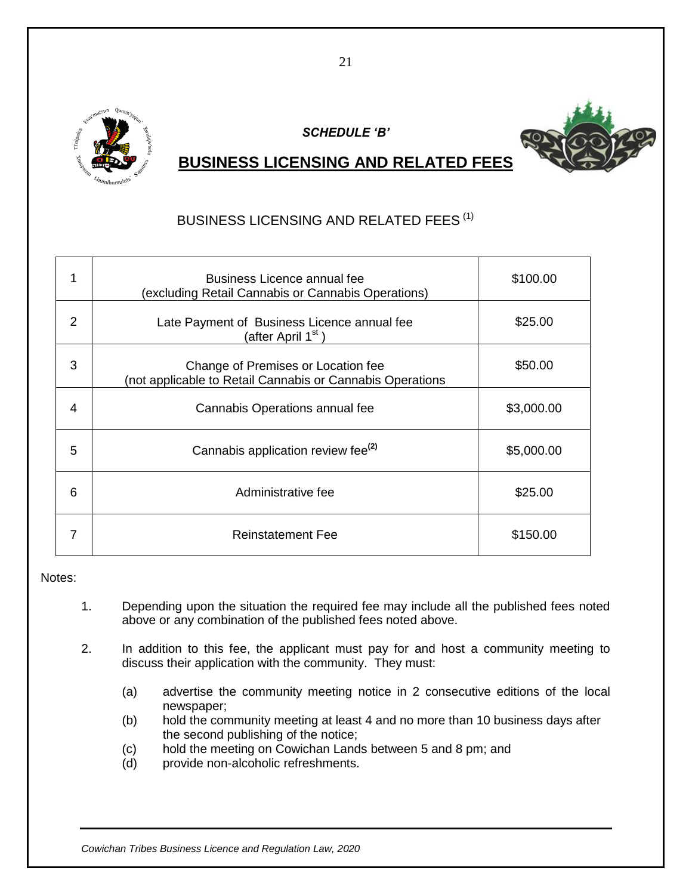*SCHEDULE 'B'*

# BUSINESS LICENSING AND RELATED FEES

BUSINESS LICENSING AND RELATED FEES [1]

| | | |
|---|---|---|
| 1 | Business Licence annual fee (excluding Retail Cannabis or Cannabis Operations) | $100.00 |
| 2 | Late Payment of Business Licence annual fee (after April 1st ) | $25.00 |
| 3 | Change of Premises or Location fee (not applicable to Retail Cannabis or Cannabis Operations | $50.00 |
| 4 | Cannabis Operations annual fee | $3,000.00 |
| 5 | Cannabis application review fee[(2)] | $5,000.00 |
| 6 | Administrative fee | $25.00 |
| 7 | Reinstatement Fee | $150.00 |

Notes:

1. Depending upon the situation the required fee may include all the published fees noted above or any combination of the published fees noted above.

2. In addition to this fee, the applicant must pay for and host a community meeting to discuss their application with the community. They must:

   (a) advertise the community meeting notice in 2 consecutive editions of the local newspaper;
   (b) hold the community meeting at least 4 and no more than 10 business days after the second publishing of the notice;
   (c) hold the meeting on Cowichan Lands between 5 and 8 pm; and
   (d) provide non-alcoholic refreshments.